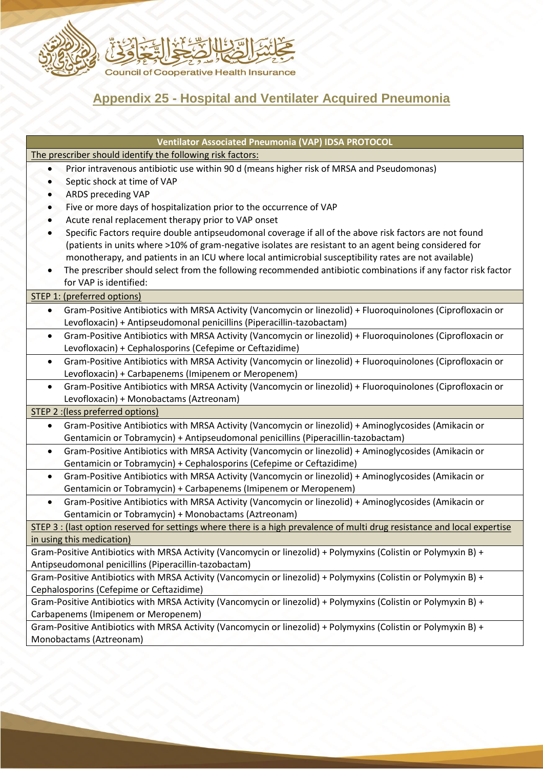مجلس الضمان الصحي التعاوني
Council of Cooperative Health Insurance

## Appendix 25 - Hospital and Ventilater Acquired Pneumonia

| Ventilator Associated Pneumonia (VAP) IDSA PROTOCOL |
|---|
| The prescriber should identify the following risk factors: |
| • Prior intravenous antibiotic use within 90 d (means higher risk of MRSA and Pseudomonas)<br>• Septic shock at time of VAP<br>• ARDS preceding VAP<br>• Five or more days of hospitalization prior to the occurrence of VAP<br>• Acute renal replacement therapy prior to VAP onset<br>• Specific Factors require double antipseudomonal coverage if all of the above risk factors are not found (patients in units where >10% of gram-negative isolates are resistant to an agent being considered for monotherapy, and patients in an ICU where local antimicrobial susceptibility rates are not available)<br>• The prescriber should select from the following recommended antibiotic combinations if any factor risk factor for VAP is identified: |
| STEP 1: (preferred options) |
| • Gram-Positive Antibiotics with MRSA Activity (Vancomycin or linezolid) + Fluoroquinolones (Ciprofloxacin or Levofloxacin) + Antipseudomonal penicillins (Piperacillin-tazobactam) |
| • Gram-Positive Antibiotics with MRSA Activity (Vancomycin or linezolid) + Fluoroquinolones (Ciprofloxacin or Levofloxacin) + Cephalosporins (Cefepime or Ceftazidime) |
| • Gram-Positive Antibiotics with MRSA Activity (Vancomycin or linezolid) + Fluoroquinolones (Ciprofloxacin or Levofloxacin) + Carbapenems (Imipenem or Meropenem) |
| • Gram-Positive Antibiotics with MRSA Activity (Vancomycin or linezolid) + Fluoroquinolones (Ciprofloxacin or Levofloxacin) + Monobactams (Aztreonam) |
| STEP 2 :(less preferred options) |
| • Gram-Positive Antibiotics with MRSA Activity (Vancomycin or linezolid) + Aminoglycosides (Amikacin or Gentamicin or Tobramycin) + Antipseudomonal penicillins (Piperacillin-tazobactam) |
| • Gram-Positive Antibiotics with MRSA Activity (Vancomycin or linezolid) + Aminoglycosides (Amikacin or Gentamicin or Tobramycin) + Cephalosporins (Cefepime or Ceftazidime) |
| • Gram-Positive Antibiotics with MRSA Activity (Vancomycin or linezolid) + Aminoglycosides (Amikacin or Gentamicin or Tobramycin) + Carbapenems (Imipenem or Meropenem) |
| • Gram-Positive Antibiotics with MRSA Activity (Vancomycin or linezolid) + Aminoglycosides (Amikacin or Gentamicin or Tobramycin) + Monobactams (Aztreonam) |
| STEP 3 : (last option reserved for settings where there is a high prevalence of multi drug resistance and local expertise in using this medication) |
| Gram-Positive Antibiotics with MRSA Activity (Vancomycin or linezolid) + Polymyxins (Colistin or Polymyxin B) + Antipseudomonal penicillins (Piperacillin-tazobactam) |
| Gram-Positive Antibiotics with MRSA Activity (Vancomycin or linezolid) + Polymyxins (Colistin or Polymyxin B) + Cephalosporins (Cefepime or Ceftazidime) |
| Gram-Positive Antibiotics with MRSA Activity (Vancomycin or linezolid) + Polymyxins (Colistin or Polymyxin B) + Carbapenems (Imipenem or Meropenem) |
| Gram-Positive Antibiotics with MRSA Activity (Vancomycin or linezolid) + Polymyxins (Colistin or Polymyxin B) + Monobactams (Aztreonam) |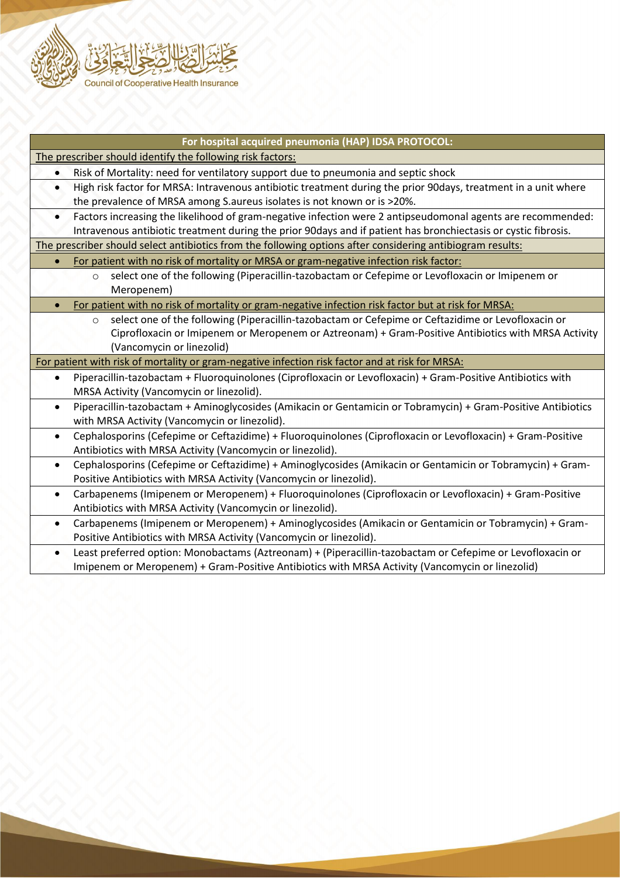| For hospital acquired pneumonia (HAP) IDSA PROTOCOL: |
| --- |
| The prescriber should identify the following risk factors: |
| • Risk of Mortality: need for ventilatory support due to pneumonia and septic shock |
| • High risk factor for MRSA: Intravenous antibiotic treatment during the prior 90days, treatment in a unit where the prevalence of MRSA among S.aureus isolates is not known or is >20%. |
| • Factors increasing the likelihood of gram-negative infection were 2 antipseudomonal agents are recommended: Intravenous antibiotic treatment during the prior 90days and if patient has bronchiectasis or cystic fibrosis. |
| The prescriber should select antibiotics from the following options after considering antibiogram results: |
| • For patient with no risk of mortality or MRSA or gram-negative infection risk factor: |
| ○ select one of the following (Piperacillin-tazobactam or Cefepime or Levofloxacin or Imipenem or Meropenem) |
| • For patient with no risk of mortality or gram-negative infection risk factor but at risk for MRSA: |
| ○ select one of the following (Piperacillin-tazobactam or Cefepime or Ceftazidime or Levofloxacin or Ciprofloxacin or Imipenem or Meropenem or Aztreonam) + Gram-Positive Antibiotics with MRSA Activity (Vancomycin or linezolid) |
| For patient with risk of mortality or gram-negative infection risk factor and at risk for MRSA: |
| • Piperacillin-tazobactam + Fluoroquinolones (Ciprofloxacin or Levofloxacin) + Gram-Positive Antibiotics with MRSA Activity (Vancomycin or linezolid). |
| • Piperacillin-tazobactam + Aminoglycosides (Amikacin or Gentamicin or Tobramycin) + Gram-Positive Antibiotics with MRSA Activity (Vancomycin or linezolid). |
| • Cephalosporins (Cefepime or Ceftazidime) + Fluoroquinolones (Ciprofloxacin or Levofloxacin) + Gram-Positive Antibiotics with MRSA Activity (Vancomycin or linezolid). |
| • Cephalosporins (Cefepime or Ceftazidime) + Aminoglycosides (Amikacin or Gentamicin or Tobramycin) + Gram-Positive Antibiotics with MRSA Activity (Vancomycin or linezolid). |
| • Carbapenems (Imipenem or Meropenem) + Fluoroquinolones (Ciprofloxacin or Levofloxacin) + Gram-Positive Antibiotics with MRSA Activity (Vancomycin or linezolid). |
| • Carbapenems (Imipenem or Meropenem) + Aminoglycosides (Amikacin or Gentamicin or Tobramycin) + Gram-Positive Antibiotics with MRSA Activity (Vancomycin or linezolid). |
| • Least preferred option: Monobactams (Aztreonam) + (Piperacillin-tazobactam or Cefepime or Levofloxacin or Imipenem or Meropenem) + Gram-Positive Antibiotics with MRSA Activity (Vancomycin or linezolid) |